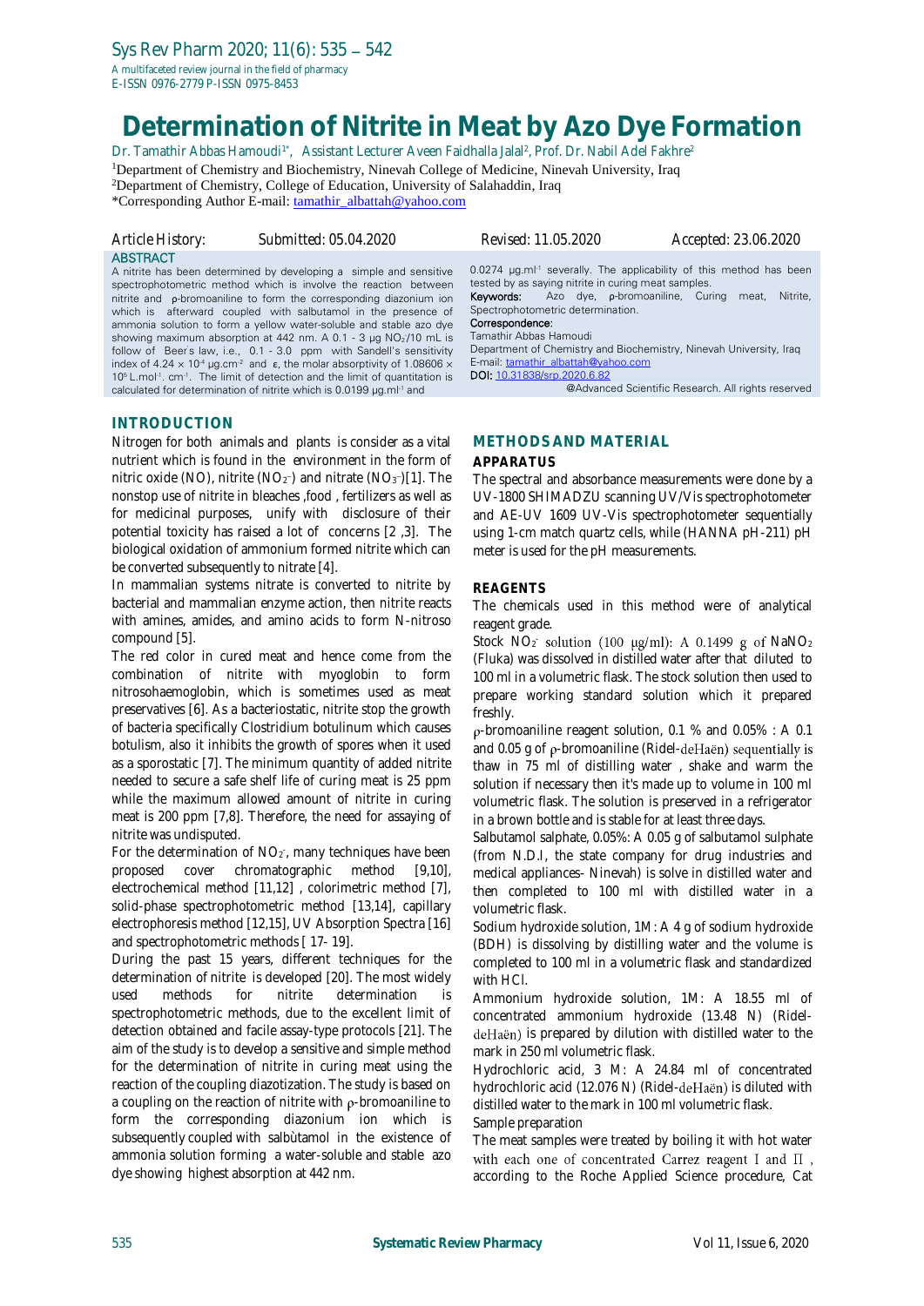# Determination of Nitrite in Meat by Azo Dye Formation

Dr. Tamathir Abbas Hamoudi[1*], Assistant Lecturer Aveen Faidhalla Jalal[2], Prof. Dr. Nabil Adel Fakhre[2]

[1]Department of Chemistry and Biochemistry, Ninevah College of Medicine, Ninevah University, Iraq

[2]Department of Chemistry, College of Education, University of Salahaddin, Iraq

*Corresponding Author E-mail: tamathir_albattah@yahoo.com

Article History: Submitted: 05.04.2020 Revised: 11.05.2020 Accepted: 23.06.2020

## ABSTRACT

A nitrite has been determined by developing a simple and sensitive spectrophotometric method which is involve the reaction between nitrite and ρ-bromoaniline to form the corresponding diazonium ion which is afterward coupled with salbutamol in the presence of ammonia solution to form a yellow water-soluble and stable azo dye showing maximum absorption at 442 nm. A 0.1 - 3 μg $NO_2^-$/10 mL is follow of Beer's law, i.e., 0.1 - 3.0 ppm with Sandell's sensitivity index of $4.24 \times 10^{-4}$ μg.cm$^{-2}$ and ε, the molar absorptivity of $1.08606 \times 10^{5}$ L.mol$^{-1}$. cm$^{-1}$. The limit of detection and the limit of quantitation is calculated for determination of nitrite which is 0.0199 μg.ml$^{-1}$ and 0.0274 μg.ml$^{-1}$ severally. The applicability of this method has been tested by as saying nitrite in curing meat samples.

**Keywords:** Azo dye, ρ-bromoaniline, Curing meat, Nitrite, Spectrophotometric determination.

**Correspondence:**
Tamathir Abbas Hamoudi
Department of Chemistry and Biochemistry, Ninevah University, Iraq
E-mail: tamathir_albattah@yahoo.com
DOI: 10.31838/srp.2020.6.82

@Advanced Scientific Research. All rights reserved

## INTRODUCTION

Nitrogen for both animals and plants is consider as a vital nutrient which is found in the environment in the form of nitric oxide (NO), nitrite ($NO_2^-$) and nitrate ($NO_3^-$)[1]. The nonstop use of nitrite in bleaches ,food , fertilizers as well as for medicinal purposes, unify with disclosure of their potential toxicity has raised a lot of concerns [2 ,3]. The biological oxidation of ammonium formed nitrite which can be converted subsequently to nitrate [4].

In mammalian systems nitrate is converted to nitrite by bacterial and mammalian enzyme action, then nitrite reacts with amines, amides, and amino acids to form N-nitroso compound [5].

The red color in cured meat and hence come from the combination of nitrite with myoglobin to form nitrosohaemoglobin, which is sometimes used as meat preservatives [6]. As a bacteriostatic, nitrite stop the growth of bacteria specifically Clostridium botulinum which causes botulism, also it inhibits the growth of spores when it used as a sporostatic [7]. The minimum quantity of added nitrite needed to secure a safe shelf life of curing meat is 25 ppm while the maximum allowed amount of nitrite in curing meat is 200 ppm [7,8]. Therefore, the need for assaying of nitrite was undisputed.

For the determination of $NO_2^-$, many techniques have been proposed cover chromatographic method [9,10], electrochemical method [11,12] , colorimetric method [7], solid-phase spectrophotometric method [13,14], capillary electrophoresis method [12,15], UV Absorption Spectra [16] and spectrophotometric methods [ 17- 19].

During the past 15 years, different techniques for the determination of nitrite is developed [20]. The most widely used methods for nitrite determination is spectrophotometric methods, due to the excellent limit of detection obtained and facile assay-type protocols [21]. The aim of the study is to develop a sensitive and simple method for the determination of nitrite in curing meat using the reaction of the coupling diazotization. The study is based on a coupling on the reaction of nitrite with ρ-bromoaniline to form the corresponding diazonium ion which is subsequently coupled with salbùtamol in the existence of ammonia solution forming a water-soluble and stable azo dye showing highest absorption at 442 nm.

## METHODS AND MATERIAL

### APPARATUS

The spectral and absorbance measurements were done by a UV-1800 SHIMADZU scanning UV/Vis spectrophotometer and AE-UV 1609 UV-Vis spectrophotometer sequentially using 1-cm match quartz cells, while (HANNA pH-211) pH meter is used for the pH measurements.

### REAGENTS

The chemicals used in this method were of analytical reagent grade.

Stock $NO_2^-$ solution (100 μg/ml): A 0.1499 g of $NaNO_2$ (Fluka) was dissolved in distilled water after that diluted to 100 ml in a volumetric flask. The stock solution then used to prepare working standard solution which it prepared freshly.

ρ-bromoaniline reagent solution, 0.1 % and 0.05% : A 0.1 and 0.05 g of ρ-bromoaniline (Ridel-deHaën) sequentially is thaw in 75 ml of distilling water , shake and warm the solution if necessary then it's made up to volume in 100 ml volumetric flask. The solution is preserved in a refrigerator in a brown bottle and is stable for at least three days.

Salbutamol salphate, 0.05%: A 0.05 g of salbutamol sulphate (from N.D.I, the state company for drug industries and medical appliances- Ninevah) is solve in distilled water and then completed to 100 ml with distilled water in a volumetric flask.

Sodium hydroxide solution, 1M: A 4 g of sodium hydroxide (BDH) is dissolving by distilling water and the volume is completed to 100 ml in a volumetric flask and standardized with HCl.

Ammonium hydroxide solution, 1M: A 18.55 ml of concentrated ammonium hydroxide (13.48 N) (Ridel-deHaën) is prepared by dilution with distilled water to the mark in 250 ml volumetric flask.

Hydrochloric acid, 3 M: A 24.84 ml of concentrated hydrochloric acid (12.076 N) (Ridel-deHaën) is diluted with distilled water to the mark in 100 ml volumetric flask.

Sample preparation

The meat samples were treated by boiling it with hot water with each one of concentrated Carrez reagent I and П , according to the Roche Applied Science procedure, Cat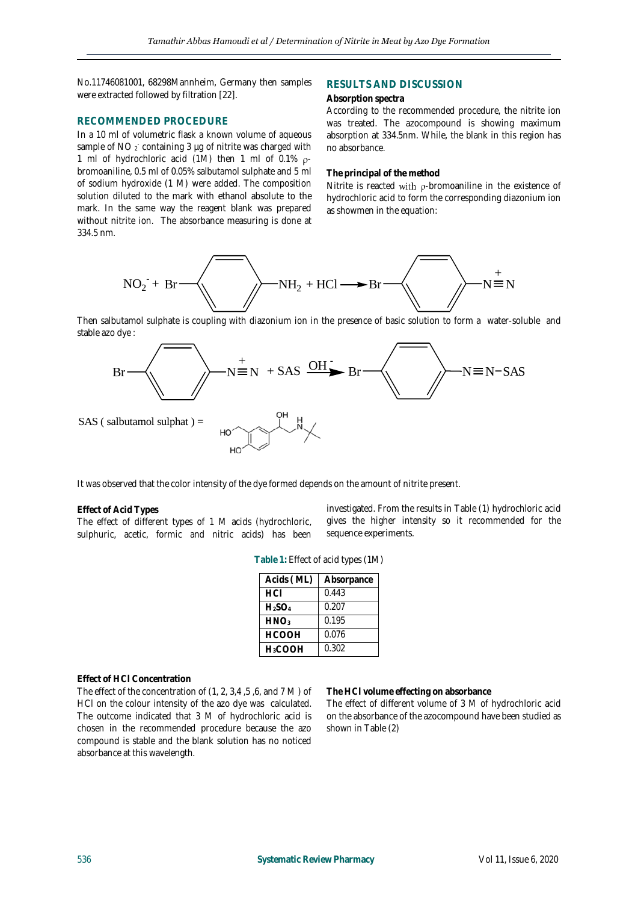No.11746081001, 68298Mannheim, Germany then samples were extracted followed by filtration [22].

## RECOMMENDED PROCEDURE

In a 10 ml of volumetric flask a known volume of aqueous sample of $NO_2^-$ containing 3 µg of nitrite was charged with 1 ml of hydrochloric acid (1M) then 1 ml of 0.1% ρ-bromoaniline, 0.5 ml of 0.05% salbutamol sulphate and 5 ml of sodium hydroxide (1 M) were added. The composition solution diluted to the mark with ethanol absolute to the mark. In the same way the reagent blank was prepared without nitrite ion. The absorbance measuring is done at 334.5 nm.

## RESULTS AND DISCUSSION

**Absorption spectra**

According to the recommended procedure, the nitrite ion was treated. The azocompound is showing maximum absorption at 334.5nm. While, the blank in this region has no absorbance.

**The principal of the method**

Nitrite is reacted with ρ-bromoaniline in the existence of hydrochloric acid to form the corresponding diazonium ion as showmen in the equation:

$$NO_2^- + Br-C_6H_4-NH_2 + HCl \longrightarrow Br-C_6H_4-\overset{+}{N}\equiv N$$

Then salbutamol sulphate is coupling with diazonium ion in the presence of basic solution to form a water-soluble and stable azo dye :

$$Br-C_6H_4-\overset{+}{N}\equiv N + SAS \xrightarrow{OH^-} Br-C_6H_4-N\equiv N-SAS$$

SAS ( salbutamol sulphat ) =

It was observed that the color intensity of the dye formed depends on the amount of nitrite present.

**Effect of Acid Types**

The effect of different types of 1 M acids (hydrochloric, sulphuric, acetic, formic and nitric acids) has been investigated. From the results in Table (1) hydrochloric acid gives the higher intensity so it recommended for the sequence experiments.

**Table 1:** Effect of acid types (1M)

| Acids ( ML) | Absorpance |
|---|---|
| HCl | 0.443 |
| $H_2SO_4$ | 0.207 |
| $HNO_3$ | 0.195 |
| HCOOH | 0.076 |
| $H_3COOH$ | 0.302 |

**Effect of HCl Concentration**

The effect of the concentration of (1, 2, 3,4 ,5 ,6, and 7 M ) of HCl on the colour intensity of the azo dye was calculated. The outcome indicated that 3 M of hydrochloric acid is chosen in the recommended procedure because the azo compound is stable and the blank solution has no noticed absorbance at this wavelength.

**The HCl volume effecting on absorbance**

The effect of different volume of 3 M of hydrochloric acid on the absorbance of the azocompound have been studied as shown in Table (2)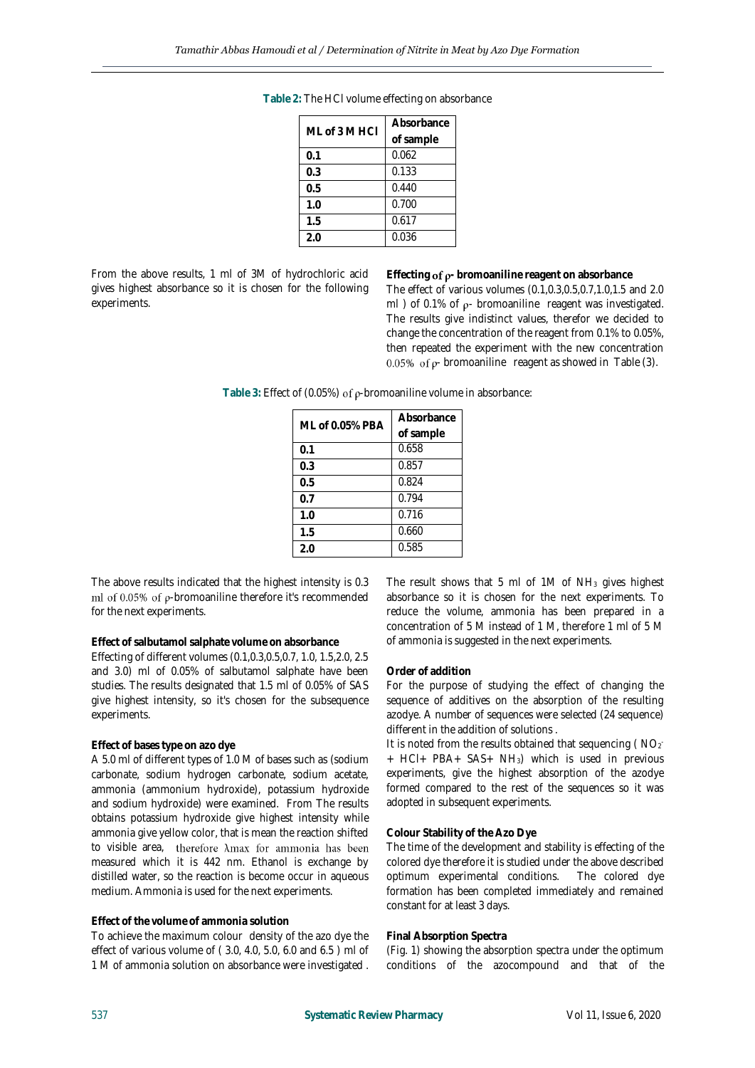**Table 2:** The HCl volume effecting on absorbance

| ML of 3 M HCl | Absorbance of sample |
|---|---|
| 0.1 | 0.062 |
| 0.3 | 0.133 |
| 0.5 | 0.440 |
| 1.0 | 0.700 |
| 1.5 | 0.617 |
| 2.0 | 0.036 |

From the above results, 1 ml of 3M of hydrochloric acid gives highest absorbance so it is chosen for the following experiments.

**Effecting of ρ- bromoaniline reagent on absorbance**

The effect of various volumes (0.1,0.3,0.5,0.7,1.0,1.5 and 2.0 ml ) of 0.1% of ρ- bromoaniline reagent was investigated. The results give indistinct values, therefor we decided to change the concentration of the reagent from 0.1% to 0.05%, then repeated the experiment with the new concentration 0.05% of ρ- bromoaniline reagent as showed in Table (3).

**Table 3:** Effect of (0.05%) of ρ-bromoaniline volume in absorbance:

| ML of 0.05% PBA | Absorbance of sample |
|---|---|
| 0.1 | 0.658 |
| 0.3 | 0.857 |
| 0.5 | 0.824 |
| 0.7 | 0.794 |
| 1.0 | 0.716 |
| 1.5 | 0.660 |
| 2.0 | 0.585 |

The above results indicated that the highest intensity is 0.3 ml of 0.05% of ρ-bromoaniline therefore it's recommended for the next experiments.

**Effect of salbutamol salphate volume on absorbance**

Effecting of different volumes (0.1,0.3,0.5,0.7, 1.0, 1.5,2.0, 2.5 and 3.0) ml of 0.05% of salbutamol salphate have been studies. The results designated that 1.5 ml of 0.05% of SAS give highest intensity, so it's chosen for the subsequence experiments.

**Effect of bases type on azo dye**

A 5.0 ml of different types of 1.0 M of bases such as (sodium carbonate, sodium hydrogen carbonate, sodium acetate, ammonia (ammonium hydroxide), potassium hydroxide and sodium hydroxide) were examined. From The results obtains potassium hydroxide give highest intensity while ammonia give yellow color, that is mean the reaction shifted to visible area, therefore λmax for ammonia has been measured which it is 442 nm. Ethanol is exchange by distilled water, so the reaction is become occur in aqueous medium. Ammonia is used for the next experiments.

**Effect of the volume of ammonia solution**

To achieve the maximum colour density of the azo dye the effect of various volume of ( 3.0, 4.0, 5.0, 6.0 and 6.5 ) ml of 1 M of ammonia solution on absorbance were investigated .

The result shows that 5 ml of 1M of $NH_3$ gives highest absorbance so it is chosen for the next experiments. To reduce the volume, ammonia has been prepared in a concentration of 5 M instead of 1 M, therefore 1 ml of 5 M of ammonia is suggested in the next experiments.

**Order of addition**

For the purpose of studying the effect of changing the sequence of additives on the absorption of the resulting azodye. A number of sequences were selected (24 sequence) different in the addition of solutions .

It is noted from the results obtained that sequencing ( $NO_2^-$ + HCl+ PBA+ SAS+ $NH_3$) which is used in previous experiments, give the highest absorption of the azodye formed compared to the rest of the sequences so it was adopted in subsequent experiments.

**Colour Stability of the Azo Dye**

The time of the development and stability is effecting of the colored dye therefore it is studied under the above described optimum experimental conditions. The colored dye formation has been completed immediately and remained constant for at least 3 days.

**Final Absorption Spectra**

(Fig. 1) showing the absorption spectra under the optimum conditions of the azocompound and that of the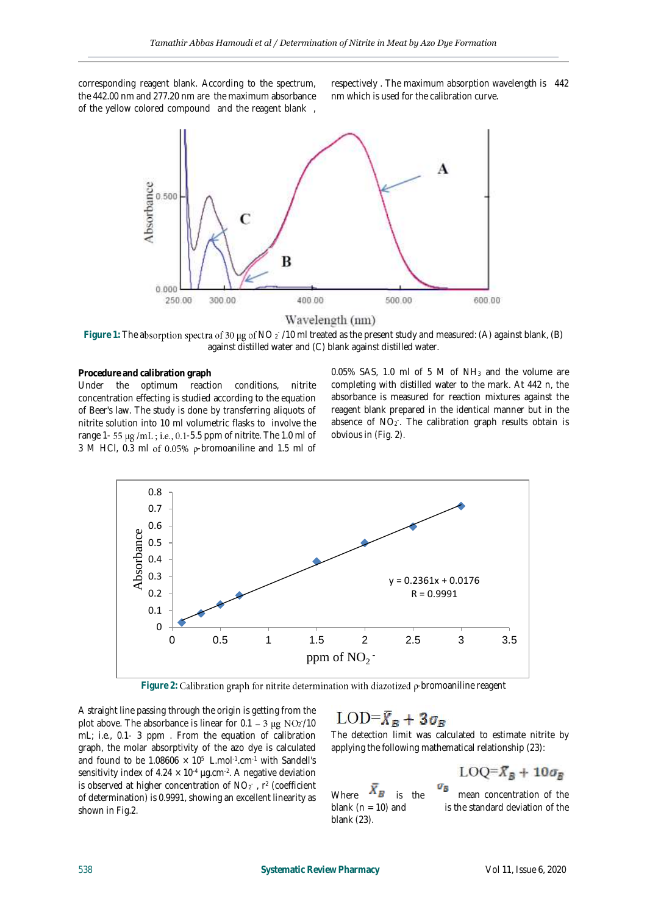corresponding reagent blank. According to the spectrum, the 442.00 nm and 277.20 nm are the maximum absorbance of the yellow colored compound and the reagent blank , respectively . The maximum absorption wavelength is 442 nm which is used for the calibration curve.

**Figure 1:** The absorption spectra of 30 μg of $NO_2^-$ /10 ml treated as the present study and measured: (A) against blank, (B) against distilled water and (C) blank against distilled water.

**Procedure and calibration graph**

Under the optimum reaction conditions, nitrite concentration effecting is studied according to the equation of Beer's law. The study is done by transferring aliquots of nitrite solution into 10 ml volumetric flasks to involve the range 1- 55 μg /mL ; i.e., 0.1-5.5 ppm of nitrite. The 1.0 ml of 3 M HCl, 0.3 ml of 0.05% ρ-bromoaniline and 1.5 ml of 0.05% SAS, 1.0 ml of 5 M of $NH_3$ and the volume are completing with distilled water to the mark. At 442 n, the absorbance is measured for reaction mixtures against the reagent blank prepared in the identical manner but in the absence of $NO_2^-$. The calibration graph results obtain is obvious in (Fig. 2).

**Figure 2:** Calibration graph for nitrite determination with diazotized ρ-bromoaniline reagent

A straight line passing through the origin is getting from the plot above. The absorbance is linear for 0.1 – 3 μg $NO_2^-$/10 mL; i.e., 0.1- 3 ppm . From the equation of calibration graph, the molar absorptivity of the azo dye is calculated and found to be 1.08606 × $10^5$ L.mol$^{-1}$.cm$^{-1}$ with Sandell's sensitivity index of 4.24 × $10^{-4}$ μg.cm$^{-2}$. A negative deviation is observed at higher concentration of $NO_2^-$ , $r^2$ (coefficient of determination) is 0.9991, showing an excellent linearity as shown in Fig.2.

$$LOD=\bar{X}_B + 3\sigma_B$$

The detection limit was calculated to estimate nitrite by applying the following mathematical relationship (23):

$$LOQ=\bar{X}_B + 10\sigma_B$$

Where $\bar{X}_B$ is the mean concentration of the blank (n = 10) and $\sigma_B$ is the standard deviation of the blank (23).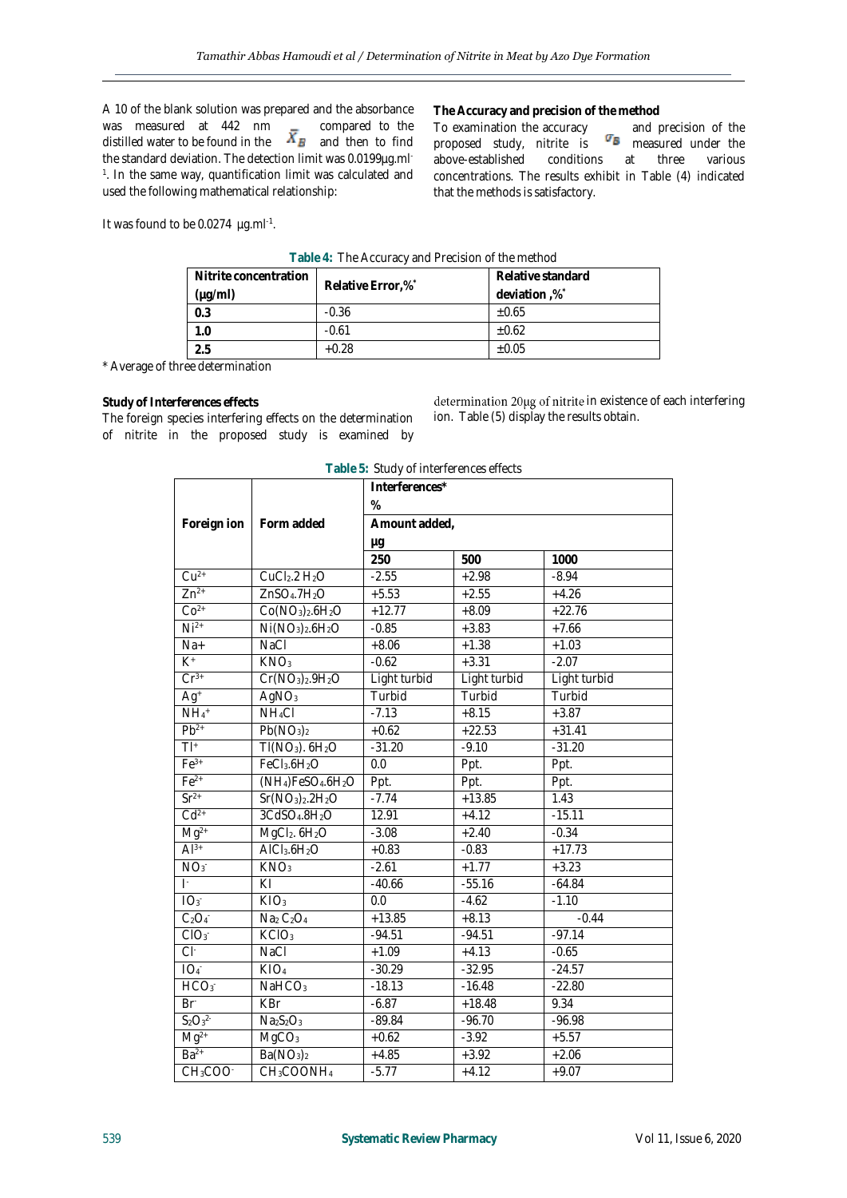A 10 of the blank solution was prepared and the absorbance was measured at 442 nm compared to the distilled water to be found in the $\bar{X}_B$ and then to find the standard deviation. The detection limit was 0.0199µg.ml[-1]. In the same way, quantification limit was calculated and used the following mathematical relationship:

It was found to be 0.0274 µg.ml[-1].

**The Accuracy and precision of the method**

To examination the accuracy and precision of the proposed study, nitrite is $\sigma_B$ measured under the above-established conditions at three various concentrations. The results exhibit in Table (4) indicated that the methods is satisfactory.

**Table 4:** The Accuracy and Precision of the method

| Nitrite concentration (µg/ml) | Relative Error,%* | Relative standard deviation ,%* |
|---|---|---|
| **0.3** | -0.36 | ±0.65 |
| **1.0** | -0.61 | ±0.62 |
| **2.5** | +0.28 | ±0.05 |

* Average of three determination

**Study of Interferences effects**

The foreign species interfering effects on the determination of nitrite in the proposed study is examined by determination 20µg of nitrite in existence of each interfering ion. Table (5) display the results obtain.

**Table 5:** Study of interferences effects

| Foreign ion | Form added | Interferences* % Amount added, µg | | |
|---|---|---|---|---|
| | | 250 | 500 | 1000 |
| $Cu^{2+}$ | $CuCl_2.2H_2O$ | -2.55 | +2.98 | -8.94 |
| $Zn^{2+}$ | $ZnSO_4.7H_2O$ | +5.53 | +2.55 | +4.26 |
| $Co^{2+}$ | $Co(NO_3)_2.6H_2O$ | +12.77 | +8.09 | +22.76 |
| $Ni^{2+}$ | $Ni(NO_3)_2.6H_2O$ | -0.85 | +3.83 | +7.66 |
| Na+ | NaCl | +8.06 | +1.38 | +1.03 |
| $K^+$ | $KNO_3$ | -0.62 | +3.31 | -2.07 |
| $Cr^{3+}$ | $Cr(NO_3)_2.9H_2O$ | Light turbid | Light turbid | Light turbid |
| $Ag^+$ | $AgNO_3$ | Turbid | Turbid | Turbid |
| $NH_4^+$ | $NH_4Cl$ | -7.13 | +8.15 | +3.87 |
| $Pb^{2+}$ | $Pb(NO_3)_2$ | +0.62 | +22.53 | +31.41 |
| $Tl^+$ | $Tl(NO_3).6H_2O$ | -31.20 | -9.10 | -31.20 |
| $Fe^{3+}$ | $FeCl_3.6H_2O$ | 0.0 | Ppt. | Ppt. |
| $Fe^{2+}$ | $(NH_4)FeSO_4.6H_2O$ | Ppt. | Ppt. | Ppt. |
| $Sr^{2+}$ | $Sr(NO_3)_2.2H_2O$ | -7.74 | +13.85 | 1.43 |
| $Cd^{2+}$ | $3CdSO_4.8H_2O$ | 12.91 | +4.12 | -15.11 |
| $Mg^{2+}$ | $MgCl_2.6H_2O$ | -3.08 | +2.40 | -0.34 |
| $Al^{3+}$ | $AlCl_3.6H_2O$ | +0.83 | -0.83 | +17.73 |
| $NO_3^-$ | $KNO_3$ | -2.61 | +1.77 | +3.23 |
| $I^-$ | KI | -40.66 | -55.16 | -64.84 |
| $IO_3^-$ | $KIO_3$ | 0.0 | -4.62 | -1.10 |
| $C_2O_4^-$ | $Na_2C_2O_4$ | +13.85 | +8.13 | -0.44 |
| $ClO_3^-$ | $KClO_3$ | -94.51 | -94.51 | -97.14 |
| $Cl^-$ | NaCl | +1.09 | +4.13 | -0.65 |
| $IO_4^-$ | $KIO_4$ | -30.29 | -32.95 | -24.57 |
| $HCO_3^-$ | $NaHCO_3$ | -18.13 | -16.48 | -22.80 |
| $Br^-$ | KBr | -6.87 | +18.48 | 9.34 |
| $S_2O_3^{2-}$ | $Na_2S_2O_3$ | -89.84 | -96.70 | -96.98 |
| $Mg^{2+}$ | $MgCO_3$ | +0.62 | -3.92 | +5.57 |
| $Ba^{2+}$ | $Ba(NO_3)_2$ | +4.85 | +3.92 | +2.06 |
| $CH_3COO^-$ | $CH_3COONH_4$ | -5.77 | +4.12 | +9.07 |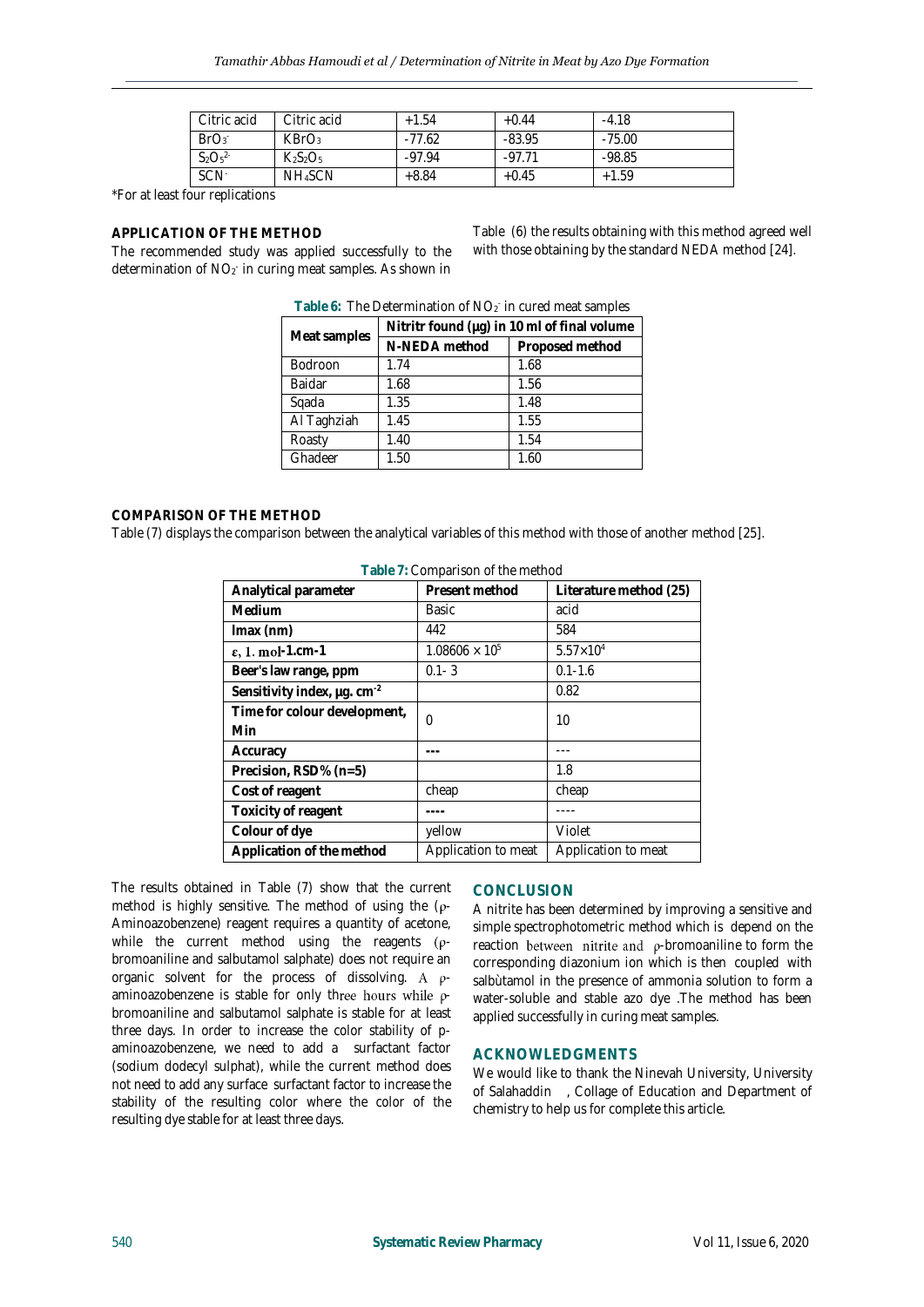| Citric acid | Citric acid | +1.54 | +0.44 | -4.18 |
|---|---|---|---|---|
| $BrO_3^-$ | $KBrO_3$ | -77.62 | -83.95 | -75.00 |
| $S_2O_5^{2-}$ | $K_2S_2O_5$ | -97.94 | -97.71 | -98.85 |
| $SCN^-$ | $NH_4SCN$ | +8.84 | +0.45 | +1.59 |

*For at least four replications

## APPLICATION OF THE METHOD

The recommended study was applied successfully to the determination of $NO_2^-$ in curing meat samples. As shown in Table (6) the results obtaining with this method agreed well with those obtaining by the standard NEDA method [24].

**Table 6:** The Determination of $NO_2^-$ in cured meat samples

| Meat samples | Nitritr found (µg) in 10 ml of final volume | |
|---|---|---|
| | N-NEDA method | Proposed method |
| Bodroon | 1.74 | 1.68 |
| Baidar | 1.68 | 1.56 |
| Sqada | 1.35 | 1.48 |
| Al Taghziah | 1.45 | 1.55 |
| Roasty | 1.40 | 1.54 |
| Ghadeer | 1.50 | 1.60 |

## COMPARISON OF THE METHOD

Table (7) displays the comparison between the analytical variables of this method with those of another method [25].

**Table 7:** Comparison of the method

| Analytical parameter | Present method | Literature method (25) |
|---|---|---|
| **Medium** | Basic | acid |
| **lmax (nm)** | 442 | 584 |
| **ε, l. mol-1.cm-1** | $1.08606 \times 10^5$ | $5.57\times10^4$ |
| **Beer's law range, ppm** | 0.1- 3 | 0.1-1.6 |
| **Sensitivity index, µg. cm$^{-2}$** | | 0.82 |
| **Time for colour development, Min** | 0 | 10 |
| **Accuracy** | --- | --- |
| **Precision, RSD% (n=5)** | | 1.8 |
| **Cost of reagent** | cheap | cheap |
| **Toxicity of reagent** | ---- | ---- |
| **Colour of dye** | yellow | Violet |
| **Application of the method** | Application to meat | Application to meat |

The results obtained in Table (7) show that the current method is highly sensitive. The method of using the (ρ-Aminoazobenzene) reagent requires a quantity of acetone, while the current method using the reagents (ρ-bromoaniline and salbutamol salphate) does not require an organic solvent for the process of dissolving. A ρ-aminoazobenzene is stable for only three hours while ρ-bromoaniline and salbutamol salphate is stable for at least three days. In order to increase the color stability of p-aminoazobenzene, we need to add a surfactant factor (sodium dodecyl sulphat), while the current method does not need to add any surface surfactant factor to increase the stability of the resulting color where the color of the resulting dye stable for at least three days.

## CONCLUSION

A nitrite has been determined by improving a sensitive and simple spectrophotometric method which is depend on the reaction between nitrite and ρ-bromoaniline to form the corresponding diazonium ion which is then coupled with salbùtamol in the presence of ammonia solution to form a water-soluble and stable azo dye .The method has been applied successfully in curing meat samples.

## ACKNOWLEDGMENTS

We would like to thank the Ninevah University, University of Salahaddin , Collage of Education and Department of chemistry to help us for complete this article.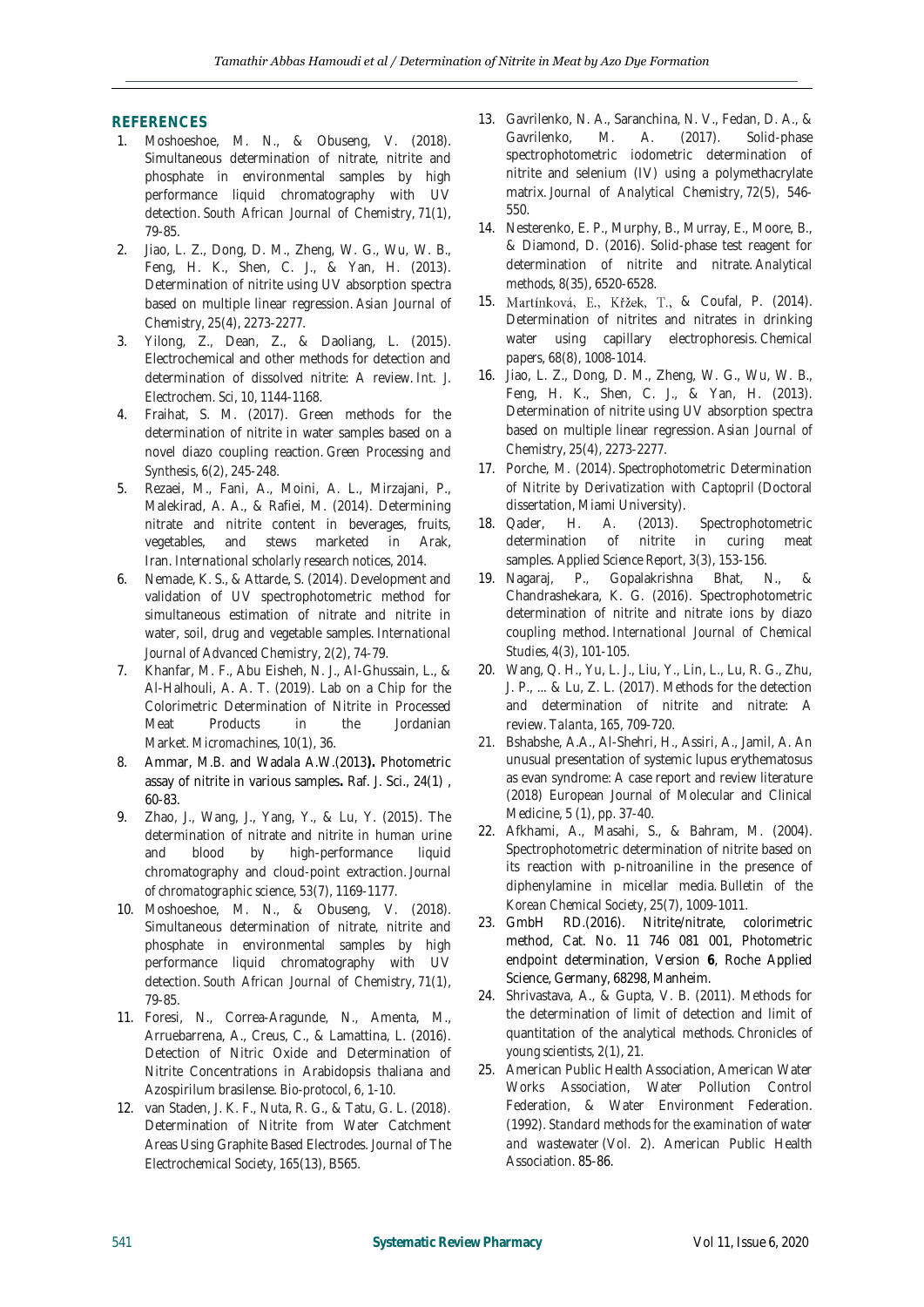## REFERENCES

1. Moshoeshoe, M. N., & Obuseng, V. (2018). Simultaneous determination of nitrate, nitrite and phosphate in environmental samples by high performance liquid chromatography with UV detection. *South African Journal of Chemistry*, 71(1), 79-85.
2. Jiao, L. Z., Dong, D. M., Zheng, W. G., Wu, W. B., Feng, H. K., Shen, C. J., & Yan, H. (2013). Determination of nitrite using UV absorption spectra based on multiple linear regression. *Asian Journal of Chemistry*, 25(4), 2273-2277.
3. Yilong, Z., Dean, Z., & Daoliang, L. (2015). Electrochemical and other methods for detection and determination of dissolved nitrite: A review. *Int. J. Electrochem. Sci*, 10, 1144-1168.
4. Fraihat, S. M. (2017). Green methods for the determination of nitrite in water samples based on a novel diazo coupling reaction. *Green Processing and Synthesis*, 6(2), 245-248.
5. Rezaei, M., Fani, A., Moini, A. L., Mirzajani, P., Malekirad, A. A., & Rafiei, M. (2014). Determining nitrate and nitrite content in beverages, fruits, vegetables, and stews marketed in Arak, Iran. *International scholarly research notices*, 2014.
6. Nemade, K. S., & Attarde, S. (2014). Development and validation of UV spectrophotometric method for simultaneous estimation of nitrate and nitrite in water, soil, drug and vegetable samples. *International Journal of Advanced Chemistry*, 2(2), 74-79.
7. Khanfar, M. F., Abu Eisheh, N. J., Al-Ghussain, L., & Al-Halhouli, A. A. T. (2019). Lab on a Chip for the Colorimetric Determination of Nitrite in Processed Meat Products in the Jordanian Market. *Micromachines*, 10(1), 36.
8. Ammar, M.B. and Wadala A.W.(2013**).** Photometric assay of nitrite in various samples**.** Raf. J. Sci., 24(1) , 60-83.
9. Zhao, J., Wang, J., Yang, Y., & Lu, Y. (2015). The determination of nitrate and nitrite in human urine and blood by high-performance liquid chromatography and cloud-point extraction. *Journal of chromatographic science*, 53(7), 1169-1177.
10. Moshoeshoe, M. N., & Obuseng, V. (2018). Simultaneous determination of nitrate, nitrite and phosphate in environmental samples by high performance liquid chromatography with UV detection. *South African Journal of Chemistry*, 71(1), 79-85.
11. Foresi, N., Correa-Aragunde, N., Amenta, M., Arruebarrena, A., Creus, C., & Lamattina, L. (2016). Detection of Nitric Oxide and Determination of Nitrite Concentrations in Arabidopsis thaliana and Azospirilum brasilense. *Bio-protocol*, 6, 1-10.
12. van Staden, J. K. F., Nuta, R. G., & Tatu, G. L. (2018). Determination of Nitrite from Water Catchment Areas Using Graphite Based Electrodes. *Journal of The Electrochemical Society*, 165(13), B565.
13. Gavrilenko, N. A., Saranchina, N. V., Fedan, D. A., & Gavrilenko, M. A. (2017). Solid-phase spectrophotometric iodometric determination of nitrite and selenium (IV) using a polymethacrylate matrix. *Journal of Analytical Chemistry*, 72(5), 546-550.
14. Nesterenko, E. P., Murphy, B., Murray, E., Moore, B., & Diamond, D. (2016). Solid-phase test reagent for determination of nitrite and nitrate. *Analytical methods*, 8(35), 6520-6528.
15. Martínková, E., Křžek, T., & Coufal, P. (2014). Determination of nitrites and nitrates in drinking water using capillary electrophoresis. *Chemical papers*, 68(8), 1008-1014.
16. Jiao, L. Z., Dong, D. M., Zheng, W. G., Wu, W. B., Feng, H. K., Shen, C. J., & Yan, H. (2013). Determination of nitrite using UV absorption spectra based on multiple linear regression. *Asian Journal of Chemistry*, 25(4), 2273-2277.
17. Porche, M. (2014). *Spectrophotometric Determination of Nitrite by Derivatization with Captopril* (Doctoral dissertation, Miami University).
18. Qader, H. A. (2013). Spectrophotometric determination of nitrite in curing meat samples. *Applied Science Report*, 3(3), 153-156.
19. Nagaraj, P., Gopalakrishna Bhat, N., & Chandrashekara, K. G. (2016). Spectrophotometric determination of nitrite and nitrate ions by diazo coupling method. *International Journal of Chemical Studies*, 4(3), 101-105.
20. Wang, Q. H., Yu, L. J., Liu, Y., Lin, L., Lu, R. G., Zhu, J. P., ... & Lu, Z. L. (2017). Methods for the detection and determination of nitrite and nitrate: A review. *Talanta*, 165, 709-720.
21. Bshabshe, A.A., Al-Shehri, H., Assiri, A., Jamil, A. An unusual presentation of systemic lupus erythematosus as evan syndrome: A case report and review literature (2018) European Journal of Molecular and Clinical Medicine, 5 (1), pp. 37-40.
22. Afkhami, A., Masahi, S., & Bahram, M. (2004). Spectrophotometric determination of nitrite based on its reaction with p-nitroaniline in the presence of diphenylamine in micellar media. *Bulletin of the Korean Chemical Society*, 25(7), 1009-1011.
23. GmbH RD.(2016). Nitrite/nitrate, colorimetric method, Cat. No. 11 746 081 001, Photometric endpoint determination, Version **6**, Roche Applied Science, Germany, 68298, Manheim.
24. Shrivastava, A., & Gupta, V. B. (2011). Methods for the determination of limit of detection and limit of quantitation of the analytical methods. *Chronicles of young scientists*, 2(1), 21.
25. American Public Health Association, American Water Works Association, Water Pollution Control Federation, & Water Environment Federation. (1992). *Standard methods for the examination of water and wastewater* (Vol. 2). American Public Health Association. 85-86.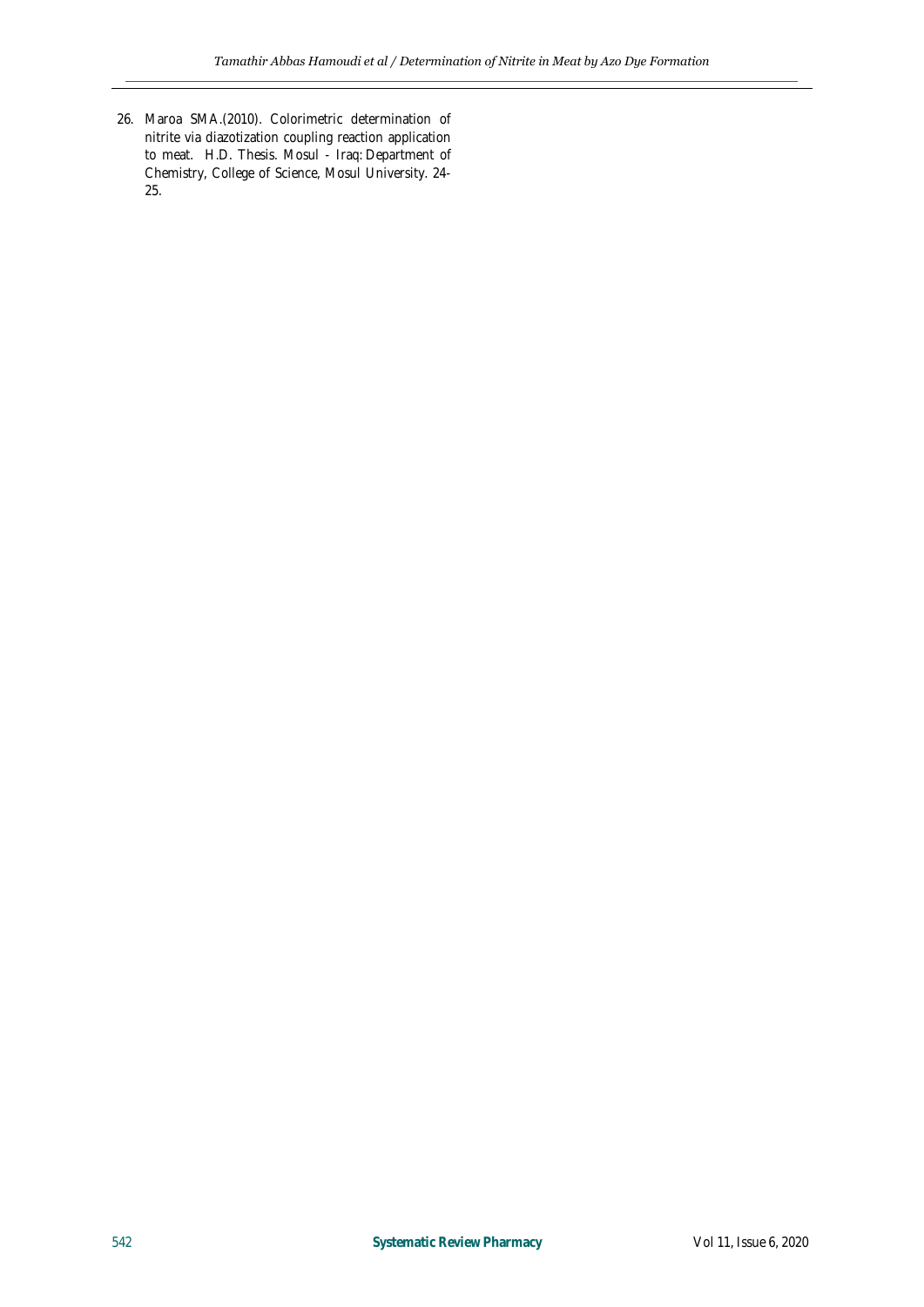26. Maroa SMA.(2010). Colorimetric determination of nitrite via diazotization coupling reaction application to meat. H.D. Thesis. Mosul - Iraq: Department of Chemistry, College of Science, Mosul University. 24-25.